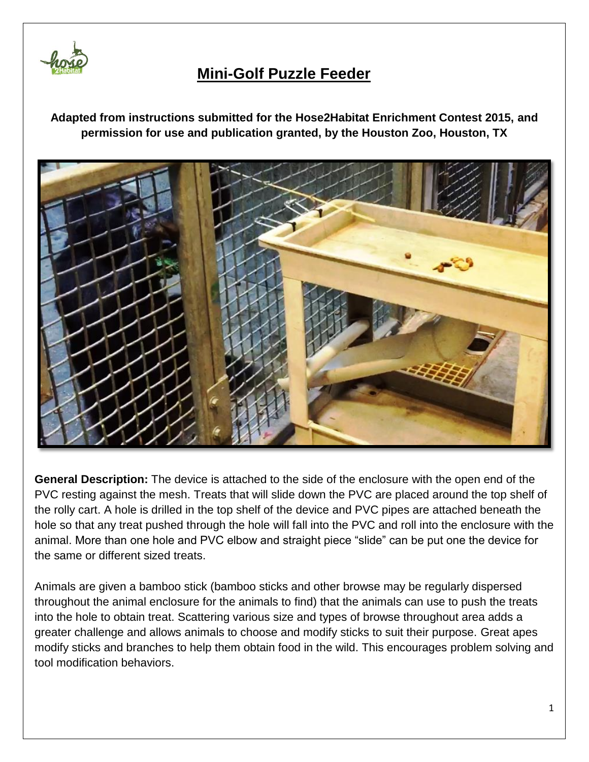# Mini-Golf Puzzle Feeder

**Adapted from instructions submitted for the Hose2Habitat Enrichment Contest 2015, and permission for use and publication granted, by the Houston Zoo, Houston, TX**

**General Description:** The device is attached to the side of the enclosure with the open end of the PVC resting against the mesh. Treats that will slide down the PVC are placed around the top shelf of the rolly cart. A hole is drilled in the top shelf of the device and PVC pipes are attached beneath the hole so that any treat pushed through the hole will fall into the PVC and roll into the enclosure with the animal. More than one hole and PVC elbow and straight piece "slide" can be put one the device for the same or different sized treats.

Animals are given a bamboo stick (bamboo sticks and other browse may be regularly dispersed throughout the animal enclosure for the animals to find) that the animals can use to push the treats into the hole to obtain treat. Scattering various size and types of browse throughout area adds a greater challenge and allows animals to choose and modify sticks to suit their purpose. Great apes modify sticks and branches to help them obtain food in the wild. This encourages problem solving and tool modification behaviors.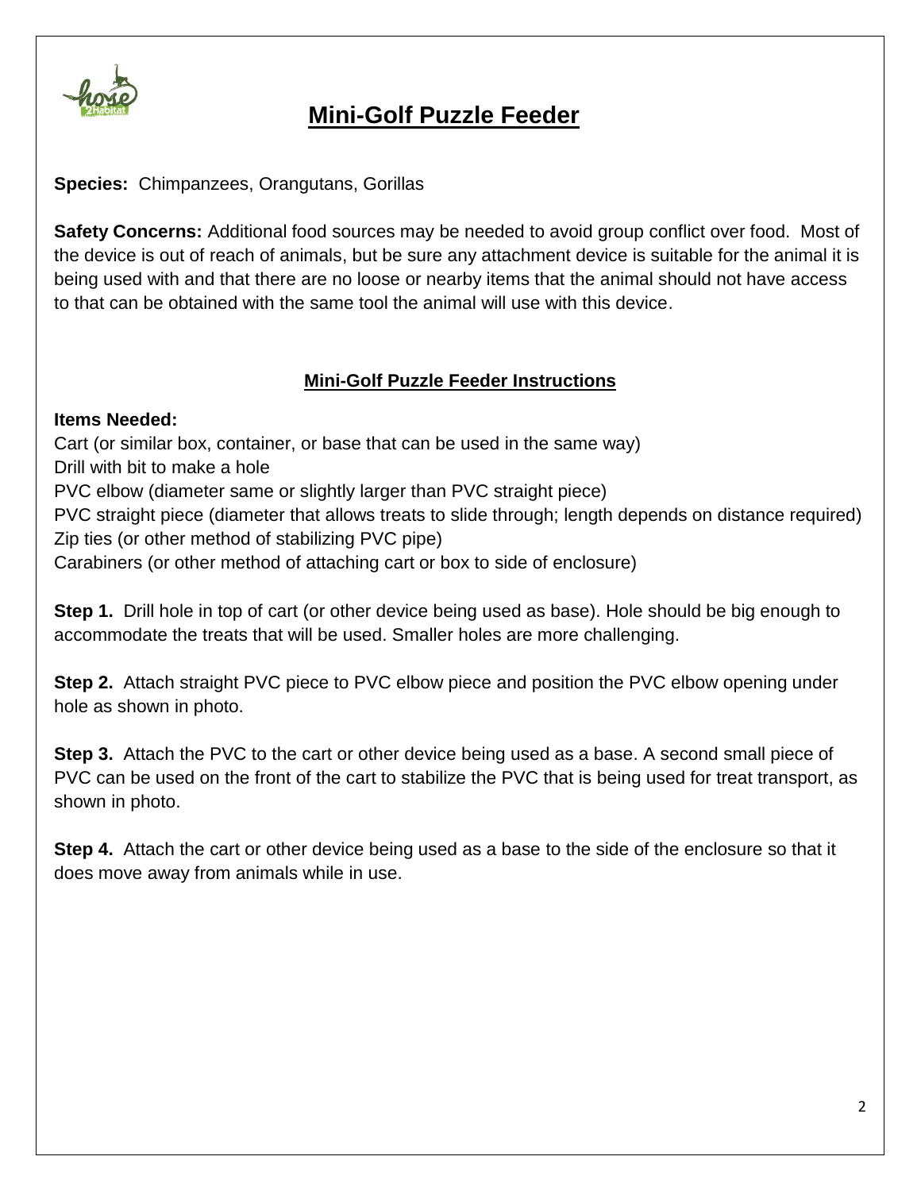# Mini-Golf Puzzle Feeder

**Species:** Chimpanzees, Orangutans, Gorillas

**Safety Concerns:** Additional food sources may be needed to avoid group conflict over food. Most of the device is out of reach of animals, but be sure any attachment device is suitable for the animal it is being used with and that there are no loose or nearby items that the animal should not have access to that can be obtained with the same tool the animal will use with this device.

## Mini-Golf Puzzle Feeder Instructions

**Items Needed:**

Cart (or similar box, container, or base that can be used in the same way)
Drill with bit to make a hole
PVC elbow (diameter same or slightly larger than PVC straight piece)
PVC straight piece (diameter that allows treats to slide through; length depends on distance required)
Zip ties (or other method of stabilizing PVC pipe)
Carabiners (or other method of attaching cart or box to side of enclosure)

**Step 1.** Drill hole in top of cart (or other device being used as base). Hole should be big enough to accommodate the treats that will be used. Smaller holes are more challenging.

**Step 2.** Attach straight PVC piece to PVC elbow piece and position the PVC elbow opening under hole as shown in photo.

**Step 3.** Attach the PVC to the cart or other device being used as a base. A second small piece of PVC can be used on the front of the cart to stabilize the PVC that is being used for treat transport, as shown in photo.

**Step 4.** Attach the cart or other device being used as a base to the side of the enclosure so that it does move away from animals while in use.